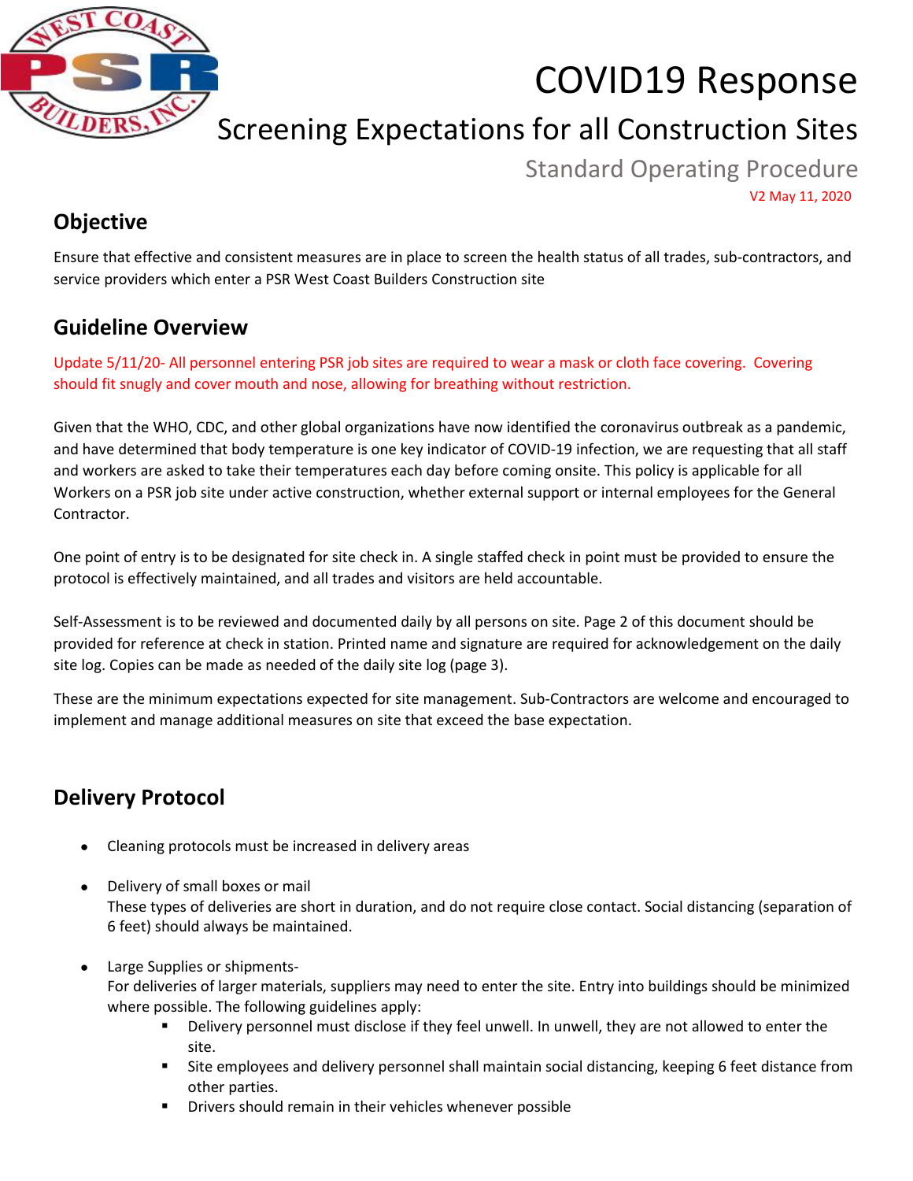# COVID19 Response

## Screening Expectations for all Construction Sites

Standard Operating Procedure

V2 May 11, 2020

## Objective

Ensure that effective and consistent measures are in place to screen the health status of all trades, sub-contractors, and service providers which enter a PSR West Coast Builders Construction site

## Guideline Overview

Update 5/11/20- All personnel entering PSR job sites are required to wear a mask or cloth face covering. Covering should fit snugly and cover mouth and nose, allowing for breathing without restriction.

Given that the WHO, CDC, and other global organizations have now identified the coronavirus outbreak as a pandemic, and have determined that body temperature is one key indicator of COVID-19 infection, we are requesting that all staff and workers are asked to take their temperatures each day before coming onsite. This policy is applicable for all Workers on a PSR job site under active construction, whether external support or internal employees for the General Contractor.

One point of entry is to be designated for site check in. A single staffed check in point must be provided to ensure the protocol is effectively maintained, and all trades and visitors are held accountable.

Self-Assessment is to be reviewed and documented daily by all persons on site. Page 2 of this document should be provided for reference at check in station. Printed name and signature are required for acknowledgement on the daily site log. Copies can be made as needed of the daily site log (page 3).

These are the minimum expectations expected for site management. Sub-Contractors are welcome and encouraged to implement and manage additional measures on site that exceed the base expectation.

## Delivery Protocol

- Cleaning protocols must be increased in delivery areas
- Delivery of small boxes or mail
  These types of deliveries are short in duration, and do not require close contact. Social distancing (separation of 6 feet) should always be maintained.
- Large Supplies or shipments-
  For deliveries of larger materials, suppliers may need to enter the site. Entry into buildings should be minimized where possible. The following guidelines apply:
  - Delivery personnel must disclose if they feel unwell. In unwell, they are not allowed to enter the site.
  - Site employees and delivery personnel shall maintain social distancing, keeping 6 feet distance from other parties.
  - Drivers should remain in their vehicles whenever possible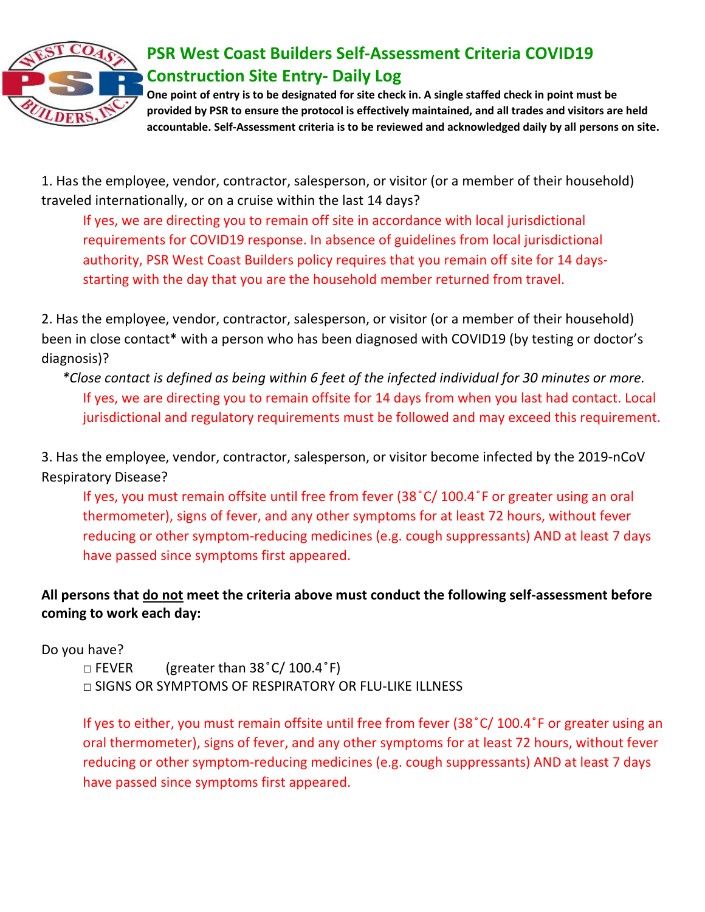# PSR West Coast Builders Self-Assessment Criteria COVID19 Construction Site Entry- Daily Log

**One point of entry is to be designated for site check in. A single staffed check in point must be provided by PSR to ensure the protocol is effectively maintained, and all trades and visitors are held accountable. Self-Assessment criteria is to be reviewed and acknowledged daily by all persons on site.**

1. Has the employee, vendor, contractor, salesperson, or visitor (or a member of their household) traveled internationally, or on a cruise within the last 14 days?

   If yes, we are directing you to remain off site in accordance with local jurisdictional requirements for COVID19 response. In absence of guidelines from local jurisdictional authority, PSR West Coast Builders policy requires that you remain off site for 14 days- starting with the day that you are the household member returned from travel.

2. Has the employee, vendor, contractor, salesperson, or visitor (or a member of their household) been in close contact* with a person who has been diagnosed with COVID19 (by testing or doctor's diagnosis)?

   *\*Close contact is defined as being within 6 feet of the infected individual for 30 minutes or more.*

   If yes, we are directing you to remain offsite for 14 days from when you last had contact. Local jurisdictional and regulatory requirements must be followed and may exceed this requirement.

3. Has the employee, vendor, contractor, salesperson, or visitor become infected by the 2019-nCoV Respiratory Disease?

   If yes, you must remain offsite until free from fever (38˚C/ 100.4˚F or greater using an oral thermometer), signs of fever, and any other symptoms for at least 72 hours, without fever reducing or other symptom-reducing medicines (e.g. cough suppressants) AND at least 7 days have passed since symptoms first appeared.

**All persons that <u>do not</u> meet the criteria above must conduct the following self-assessment before coming to work each day:**

Do you have?

□ FEVER (greater than 38˚C/ 100.4˚F)

□ SIGNS OR SYMPTOMS OF RESPIRATORY OR FLU-LIKE ILLNESS

If yes to either, you must remain offsite until free from fever (38˚C/ 100.4˚F or greater using an oral thermometer), signs of fever, and any other symptoms for at least 72 hours, without fever reducing or other symptom-reducing medicines (e.g. cough suppressants) AND at least 7 days have passed since symptoms first appeared.